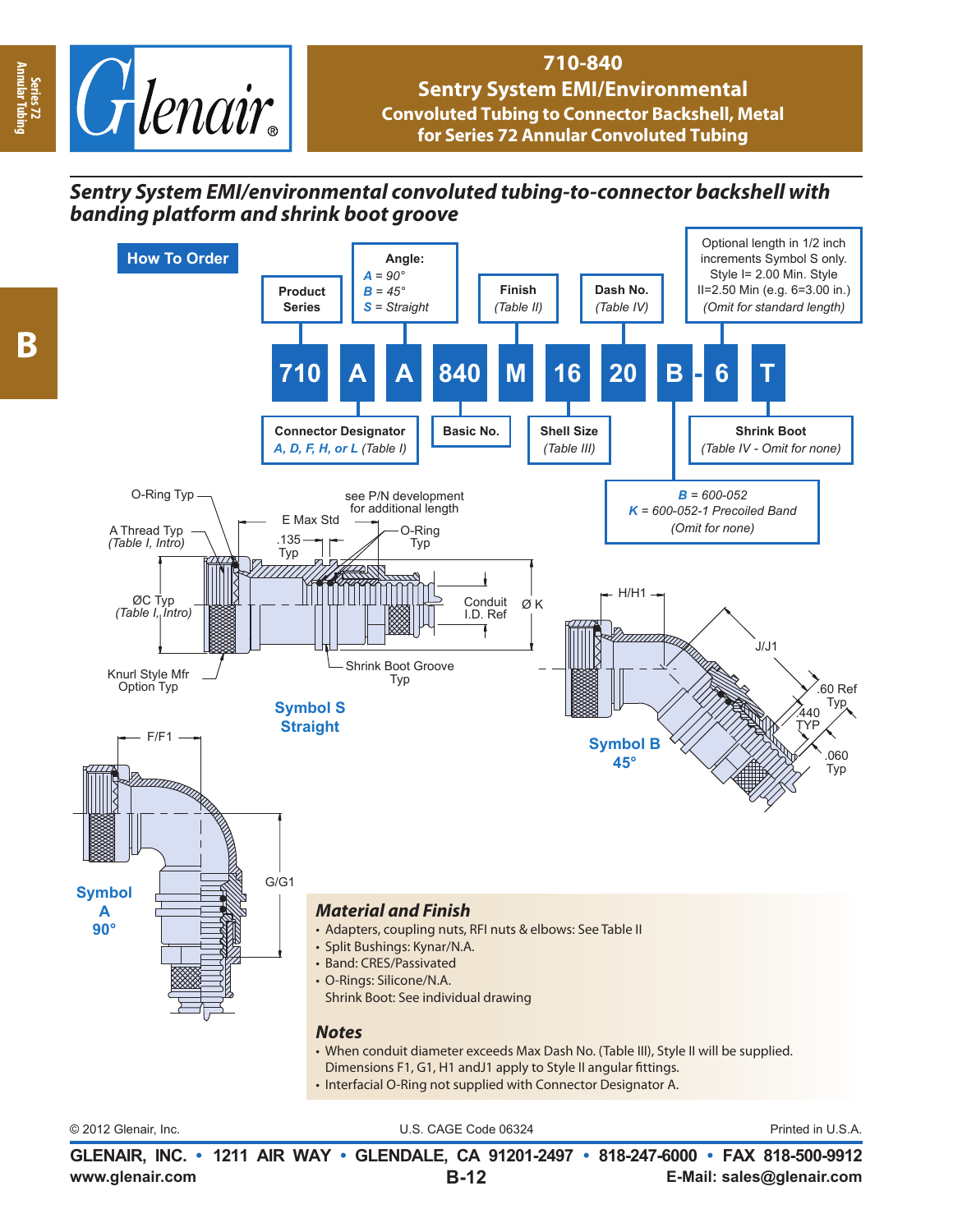# 710-840

## Sentry System EMI/Environmental

### Convoluted Tubing to Connector Backshell, Metal for Series 72 Annular Convoluted Tubing

## *Sentry System EMI/environmental convoluted tubing-to-connector backshell with banding platform and shrink boot groove*

### How To Order

| 710 | A | A | 840 | M | 16 | 20 | B | - | 6 | T |
|---|---|---|---|---|---|---|---|---|---|---|

- **Product Series** — 710
- **Connector Designator** — *A, D, F, H, or L* (Table I)
- **Angle:** *A* = 90°, *B* = 45°, *S* = Straight
- **Basic No.** — 840
- **Finish** — (Table II)
- **Shell Size** — (Table III)
- **Dash No.** — (Table IV)
- *B* = 600-052, *K* = 600-052-1 Precoiled Band (Omit for none)
- Optional length in 1/2 inch increments Symbol S only. Style I= 2.00 Min. Style II=2.50 Min (e.g. 6=3.00 in.) (Omit for standard length)
- **Shrink Boot** — (Table IV - Omit for none)

O-Ring Typ; A Thread Typ (Table I, Intro); ØC Typ (Table I, Intro); Knurl Style Mfr Option Typ; E Max Std; .135 Typ; see P/N development for additional length; O-Ring Typ; Conduit I.D. Ref; Ø K; Shrink Boot Groove Typ

**Symbol S Straight**

H/H1; J/J1; .60 Ref Typ; .440 TYP; .060 Typ

**Symbol B 45°**

F/F1; G/G1

**Symbol A 90°**

### Material and Finish

- Adapters, coupling nuts, RFI nuts & elbows: See Table II
- Split Bushings: Kynar/N.A.
- Band: CRES/Passivated
- O-Rings: Silicone/N.A.
  Shrink Boot: See individual drawing

### Notes

- When conduit diameter exceeds Max Dash No. (Table III), Style II will be supplied. Dimensions F1, G1, H1 andJ1 apply to Style II angular fittings.
- Interfacial O-Ring not supplied with Connector Designator A.

© 2012 Glenair, Inc. U.S. CAGE Code 06324 Printed in U.S.A.

**GLENAIR, INC. • 1211 AIR WAY • GLENDALE, CA 91201-2497 • 818-247-6000 • FAX 818-500-9912**
www.glenair.com E-Mail: sales@glenair.com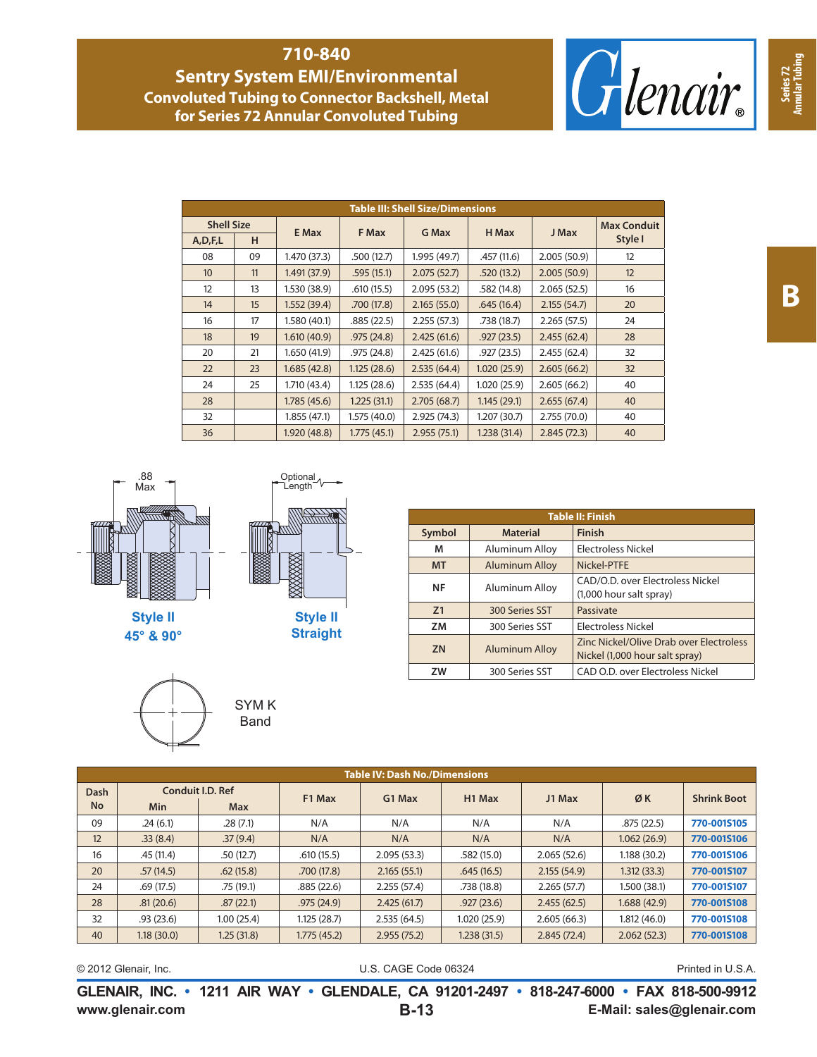# 710-840

## Sentry System EMI/Environmental

### Convoluted Tubing to Connector Backshell, Metal for Series 72 Annular Convoluted Tubing

**Table III: Shell Size/Dimensions**

| Shell Size | | E Max | F Max | G Max | H Max | J Max | Max Conduit Style I |
|---|---|---|---|---|---|---|---|
| A,D,F,L | H | | | | | | |
| 08 | 09 | 1.470 (37.3) | .500 (12.7) | 1.995 (49.7) | .457 (11.6) | 2.005 (50.9) | 12 |
| 10 | 11 | 1.491 (37.9) | .595 (15.1) | 2.075 (52.7) | .520 (13.2) | 2.005 (50.9) | 12 |
| 12 | 13 | 1.530 (38.9) | .610 (15.5) | 2.095 (53.2) | .582 (14.8) | 2.065 (52.5) | 16 |
| 14 | 15 | 1.552 (39.4) | .700 (17.8) | 2.165 (55.0) | .645 (16.4) | 2.155 (54.7) | 20 |
| 16 | 17 | 1.580 (40.1) | .885 (22.5) | 2.255 (57.3) | .738 (18.7) | 2.265 (57.5) | 24 |
| 18 | 19 | 1.610 (40.9) | .975 (24.8) | 2.425 (61.6) | .927 (23.5) | 2.455 (62.4) | 28 |
| 20 | 21 | 1.650 (41.9) | .975 (24.8) | 2.425 (61.6) | .927 (23.5) | 2.455 (62.4) | 32 |
| 22 | 23 | 1.685 (42.8) | 1.125 (28.6) | 2.535 (64.4) | 1.020 (25.9) | 2.605 (66.2) | 32 |
| 24 | 25 | 1.710 (43.4) | 1.125 (28.6) | 2.535 (64.4) | 1.020 (25.9) | 2.605 (66.2) | 40 |
| 28 | | 1.785 (45.6) | 1.225 (31.1) | 2.705 (68.7) | 1.145 (29.1) | 2.655 (67.4) | 40 |
| 32 | | 1.855 (47.1) | 1.575 (40.0) | 2.925 (74.3) | 1.207 (30.7) | 2.755 (70.0) | 40 |
| 36 | | 1.920 (48.8) | 1.775 (45.1) | 2.955 (75.1) | 1.238 (31.4) | 2.845 (72.3) | 40 |

.88 Max

**Style II 45° & 90°**

Optional Length

**Style II Straight**

SYM K Band

**Table II: Finish**

| Symbol | Material | Finish |
|---|---|---|
| M | Aluminum Alloy | Electroless Nickel |
| MT | Aluminum Alloy | Nickel-PTFE |
| NF | Aluminum Alloy | CAD/O.D. over Electroless Nickel (1,000 hour salt spray) |
| Z1 | 300 Series SST | Passivate |
| ZM | 300 Series SST | Electroless Nickel |
| ZN | Aluminum Alloy | Zinc Nickel/Olive Drab over Electroless Nickel (1,000 hour salt spray) |
| ZW | 300 Series SST | CAD O.D. over Electroless Nickel |

**Table IV: Dash No./Dimensions**

| Dash No | Conduit I.D. Ref | | F1 Max | G1 Max | H1 Max | J1 Max | ØK | Shrink Boot |
|---|---|---|---|---|---|---|---|---|
| | Min | Max | | | | | | |
| 09 | .24 (6.1) | .28 (7.1) | N/A | N/A | N/A | N/A | .875 (22.5) | 770-001S105 |
| 12 | .33 (8.4) | .37 (9.4) | N/A | N/A | N/A | N/A | 1.062 (26.9) | 770-001S106 |
| 16 | .45 (11.4) | .50 (12.7) | .610 (15.5) | 2.095 (53.3) | .582 (15.0) | 2.065 (52.6) | 1.188 (30.2) | 770-001S106 |
| 20 | .57 (14.5) | .62 (15.8) | .700 (17.8) | 2.165 (55.1) | .645 (16.5) | 2.155 (54.9) | 1.312 (33.3) | 770-001S107 |
| 24 | .69 (17.5) | .75 (19.1) | .885 (22.6) | 2.255 (57.4) | .738 (18.8) | 2.265 (57.7) | 1.500 (38.1) | 770-001S107 |
| 28 | .81 (20.6) | .87 (22.1) | .975 (24.9) | 2.425 (61.7) | .927 (23.6) | 2.455 (62.5) | 1.688 (42.9) | 770-001S108 |
| 32 | .93 (23.6) | 1.00 (25.4) | 1.125 (28.7) | 2.535 (64.5) | 1.020 (25.9) | 2.605 (66.3) | 1.812 (46.0) | 770-001S108 |
| 40 | 1.18 (30.0) | 1.25 (31.8) | 1.775 (45.2) | 2.955 (75.2) | 1.238 (31.5) | 2.845 (72.4) | 2.062 (52.3) | 770-001S108 |